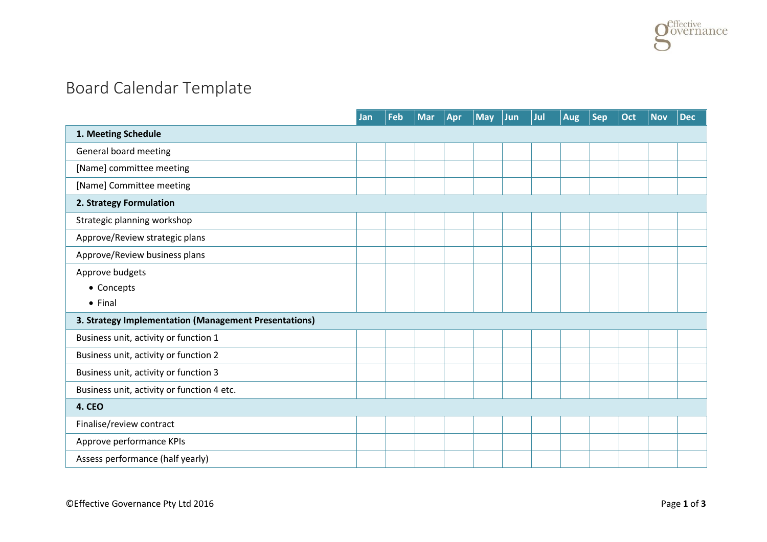# Board Calendar Template

| | Jan | Feb | Mar | Apr | May | Jun | Jul | Aug | Sep | Oct | Nov | Dec |
|---|---|---|---|---|---|---|---|---|---|---|---|---|
| **1. Meeting Schedule** | | | | | | | | | | | | |
| General board meeting | | | | | | | | | | | | |
| [Name] committee meeting | | | | | | | | | | | | |
| [Name] Committee meeting | | | | | | | | | | | | |
| **2. Strategy Formulation** | | | | | | | | | | | | |
| Strategic planning workshop | | | | | | | | | | | | |
| Approve/Review strategic plans | | | | | | | | | | | | |
| Approve/Review business plans | | | | | | | | | | | | |
| Approve budgets<br>• Concepts<br>• Final | | | | | | | | | | | | |
| **3. Strategy Implementation (Management Presentations)** | | | | | | | | | | | | |
| Business unit, activity or function 1 | | | | | | | | | | | | |
| Business unit, activity or function 2 | | | | | | | | | | | | |
| Business unit, activity or function 3 | | | | | | | | | | | | |
| Business unit, activity or function 4 etc. | | | | | | | | | | | | |
| **4. CEO** | | | | | | | | | | | | |
| Finalise/review contract | | | | | | | | | | | | |
| Approve performance KPIs | | | | | | | | | | | | |
| Assess performance (half yearly) | | | | | | | | | | | | |

©Effective Governance Pty Ltd 2016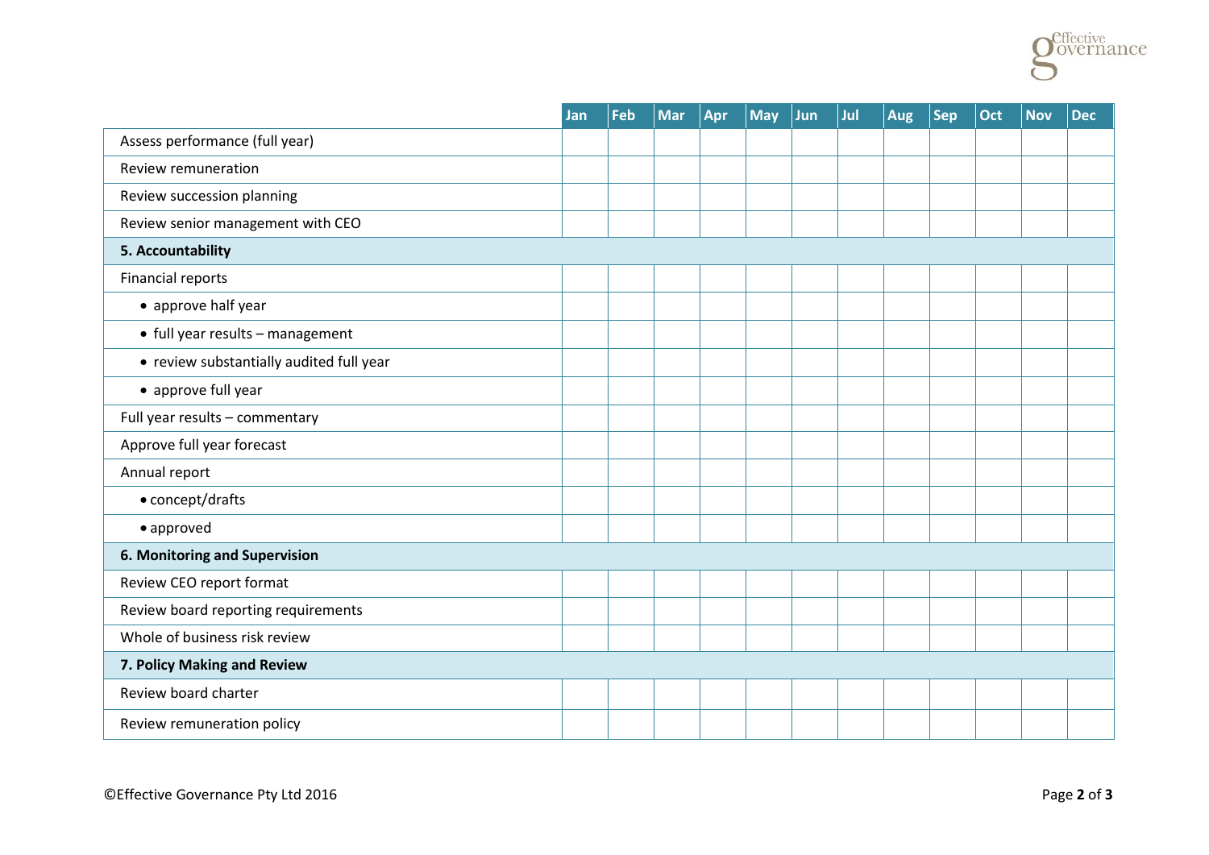| | Jan | Feb | Mar | Apr | May | Jun | Jul | Aug | Sep | Oct | Nov | Dec |
|---|---|---|---|---|---|---|---|---|---|---|---|---|
| Assess performance (full year) | | | | | | | | | | | | |
| Review remuneration | | | | | | | | | | | | |
| Review succession planning | | | | | | | | | | | | |
| Review senior management with CEO | | | | | | | | | | | | |
| **5. Accountability** | | | | | | | | | | | | |
| Financial reports | | | | | | | | | | | | |
| • approve half year | | | | | | | | | | | | |
| • full year results – management | | | | | | | | | | | | |
| • review substantially audited full year | | | | | | | | | | | | |
| • approve full year | | | | | | | | | | | | |
| Full year results – commentary | | | | | | | | | | | | |
| Approve full year forecast | | | | | | | | | | | | |
| Annual report | | | | | | | | | | | | |
| • concept/drafts | | | | | | | | | | | | |
| • approved | | | | | | | | | | | | |
| **6. Monitoring and Supervision** | | | | | | | | | | | | |
| Review CEO report format | | | | | | | | | | | | |
| Review board reporting requirements | | | | | | | | | | | | |
| Whole of business risk review | | | | | | | | | | | | |
| **7. Policy Making and Review** | | | | | | | | | | | | |
| Review board charter | | | | | | | | | | | | |
| Review remuneration policy | | | | | | | | | | | | |

©Effective Governance Pty Ltd 2016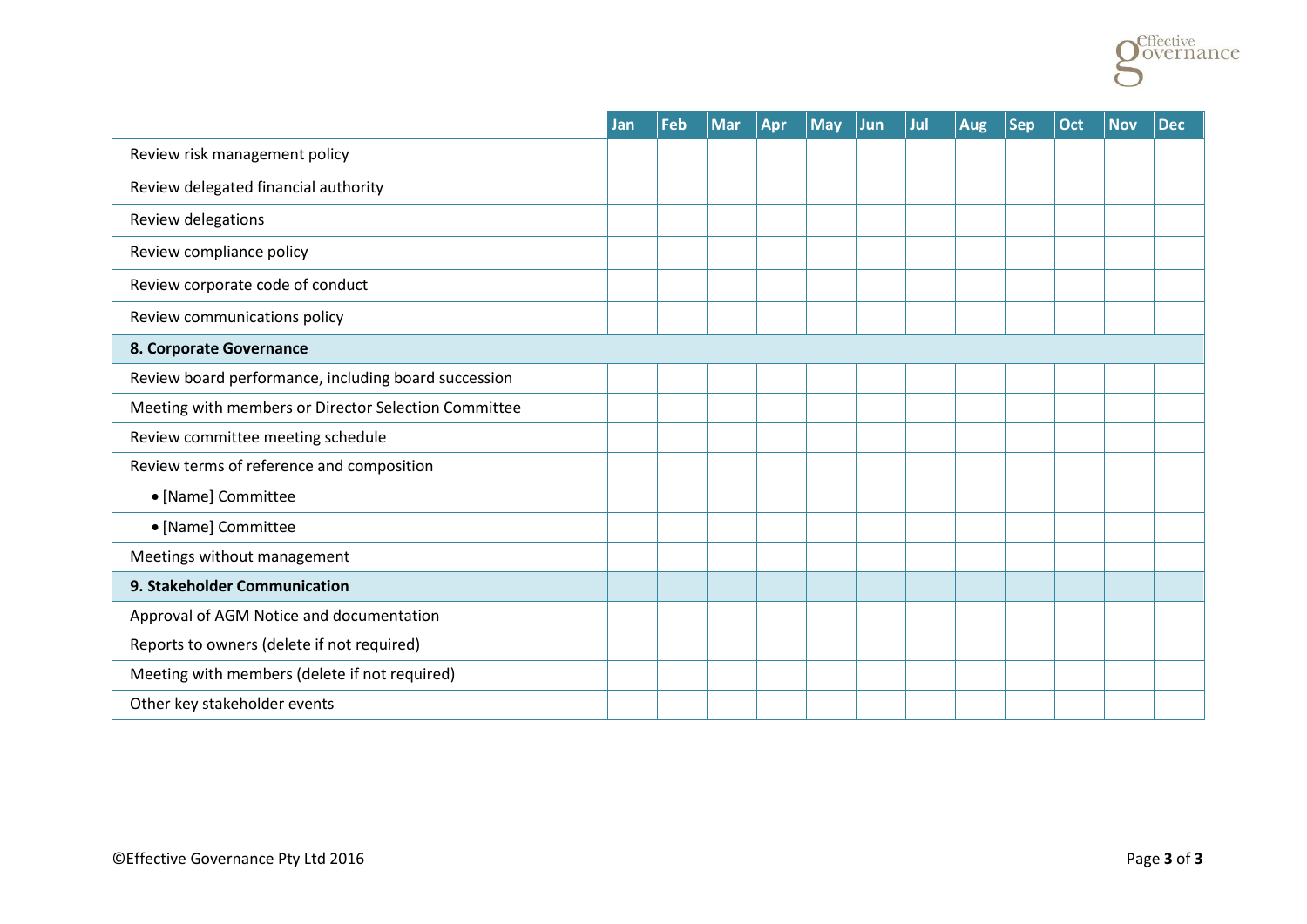| | Jan | Feb | Mar | Apr | May | Jun | Jul | Aug | Sep | Oct | Nov | Dec |
|---|---|---|---|---|---|---|---|---|---|---|---|---|
| Review risk management policy | | | | | | | | | | | | |
| Review delegated financial authority | | | | | | | | | | | | |
| Review delegations | | | | | | | | | | | | |
| Review compliance policy | | | | | | | | | | | | |
| Review corporate code of conduct | | | | | | | | | | | | |
| Review communications policy | | | | | | | | | | | | |
| **8. Corporate Governance** | | | | | | | | | | | | |
| Review board performance, including board succession | | | | | | | | | | | | |
| Meeting with members or Director Selection Committee | | | | | | | | | | | | |
| Review committee meeting schedule | | | | | | | | | | | | |
| Review terms of reference and composition | | | | | | | | | | | | |
| • [Name] Committee | | | | | | | | | | | | |
| • [Name] Committee | | | | | | | | | | | | |
| Meetings without management | | | | | | | | | | | | |
| **9. Stakeholder Communication** | | | | | | | | | | | | |
| Approval of AGM Notice and documentation | | | | | | | | | | | | |
| Reports to owners (delete if not required) | | | | | | | | | | | | |
| Meeting with members (delete if not required) | | | | | | | | | | | | |
| Other key stakeholder events | | | | | | | | | | | | |

©Effective Governance Pty Ltd 2016